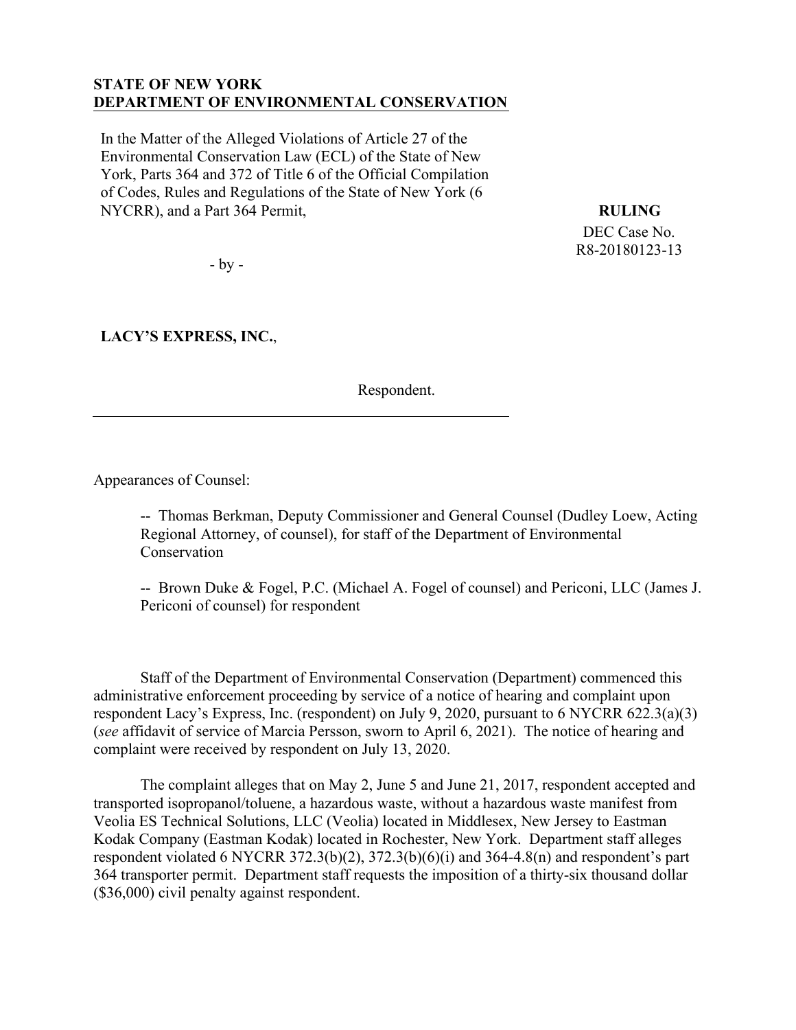**STATE OF NEW YORK**
**DEPARTMENT OF ENVIRONMENTAL CONSERVATION**

In the Matter of the Alleged Violations of Article 27 of the Environmental Conservation Law (ECL) of the State of New York, Parts 364 and 372 of Title 6 of the Official Compilation of Codes, Rules and Regulations of the State of New York (6 NYCRR), and a Part 364 Permit,

- by -

**LACY'S EXPRESS, INC.**,

Respondent.

**RULING**

DEC Case No. R8-20180123-13

Appearances of Counsel:

-- Thomas Berkman, Deputy Commissioner and General Counsel (Dudley Loew, Acting Regional Attorney, of counsel), for staff of the Department of Environmental Conservation

-- Brown Duke & Fogel, P.C. (Michael A. Fogel of counsel) and Periconi, LLC (James J. Periconi of counsel) for respondent

Staff of the Department of Environmental Conservation (Department) commenced this administrative enforcement proceeding by service of a notice of hearing and complaint upon respondent Lacy's Express, Inc. (respondent) on July 9, 2020, pursuant to 6 NYCRR 622.3(a)(3) (*see* affidavit of service of Marcia Persson, sworn to April 6, 2021). The notice of hearing and complaint were received by respondent on July 13, 2020.

The complaint alleges that on May 2, June 5 and June 21, 2017, respondent accepted and transported isopropanol/toluene, a hazardous waste, without a hazardous waste manifest from Veolia ES Technical Solutions, LLC (Veolia) located in Middlesex, New Jersey to Eastman Kodak Company (Eastman Kodak) located in Rochester, New York. Department staff alleges respondent violated 6 NYCRR 372.3(b)(2), 372.3(b)(6)(i) and 364-4.8(n) and respondent's part 364 transporter permit. Department staff requests the imposition of a thirty-six thousand dollar ($36,000) civil penalty against respondent.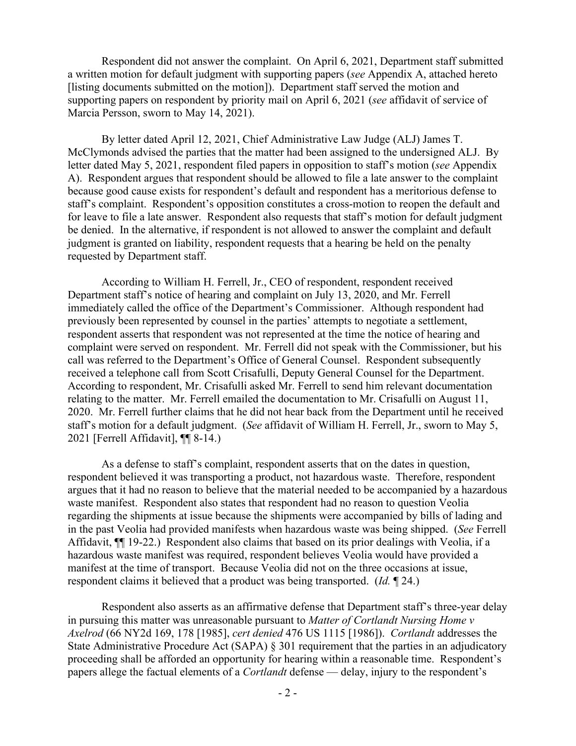Respondent did not answer the complaint. On April 6, 2021, Department staff submitted a written motion for default judgment with supporting papers (*see* Appendix A, attached hereto [listing documents submitted on the motion]). Department staff served the motion and supporting papers on respondent by priority mail on April 6, 2021 (*see* affidavit of service of Marcia Persson, sworn to May 14, 2021).

By letter dated April 12, 2021, Chief Administrative Law Judge (ALJ) James T. McClymonds advised the parties that the matter had been assigned to the undersigned ALJ. By letter dated May 5, 2021, respondent filed papers in opposition to staff's motion (*see* Appendix A). Respondent argues that respondent should be allowed to file a late answer to the complaint because good cause exists for respondent's default and respondent has a meritorious defense to staff's complaint. Respondent's opposition constitutes a cross-motion to reopen the default and for leave to file a late answer. Respondent also requests that staff's motion for default judgment be denied. In the alternative, if respondent is not allowed to answer the complaint and default judgment is granted on liability, respondent requests that a hearing be held on the penalty requested by Department staff.

According to William H. Ferrell, Jr., CEO of respondent, respondent received Department staff's notice of hearing and complaint on July 13, 2020, and Mr. Ferrell immediately called the office of the Department's Commissioner. Although respondent had previously been represented by counsel in the parties' attempts to negotiate a settlement, respondent asserts that respondent was not represented at the time the notice of hearing and complaint were served on respondent. Mr. Ferrell did not speak with the Commissioner, but his call was referred to the Department's Office of General Counsel. Respondent subsequently received a telephone call from Scott Crisafulli, Deputy General Counsel for the Department. According to respondent, Mr. Crisafulli asked Mr. Ferrell to send him relevant documentation relating to the matter. Mr. Ferrell emailed the documentation to Mr. Crisafulli on August 11, 2020. Mr. Ferrell further claims that he did not hear back from the Department until he received staff's motion for a default judgment. (*See* affidavit of William H. Ferrell, Jr., sworn to May 5, 2021 [Ferrell Affidavit], ¶¶ 8-14.)

As a defense to staff's complaint, respondent asserts that on the dates in question, respondent believed it was transporting a product, not hazardous waste. Therefore, respondent argues that it had no reason to believe that the material needed to be accompanied by a hazardous waste manifest. Respondent also states that respondent had no reason to question Veolia regarding the shipments at issue because the shipments were accompanied by bills of lading and in the past Veolia had provided manifests when hazardous waste was being shipped. (*See* Ferrell Affidavit, ¶¶ 19-22.) Respondent also claims that based on its prior dealings with Veolia, if a hazardous waste manifest was required, respondent believes Veolia would have provided a manifest at the time of transport. Because Veolia did not on the three occasions at issue, respondent claims it believed that a product was being transported. (*Id.* ¶ 24.)

Respondent also asserts as an affirmative defense that Department staff's three-year delay in pursuing this matter was unreasonable pursuant to *Matter of Cortlandt Nursing Home v Axelrod* (66 NY2d 169, 178 [1985], *cert denied* 476 US 1115 [1986]). *Cortlandt* addresses the State Administrative Procedure Act (SAPA) § 301 requirement that the parties in an adjudicatory proceeding shall be afforded an opportunity for hearing within a reasonable time. Respondent's papers allege the factual elements of a *Cortlandt* defense — delay, injury to the respondent's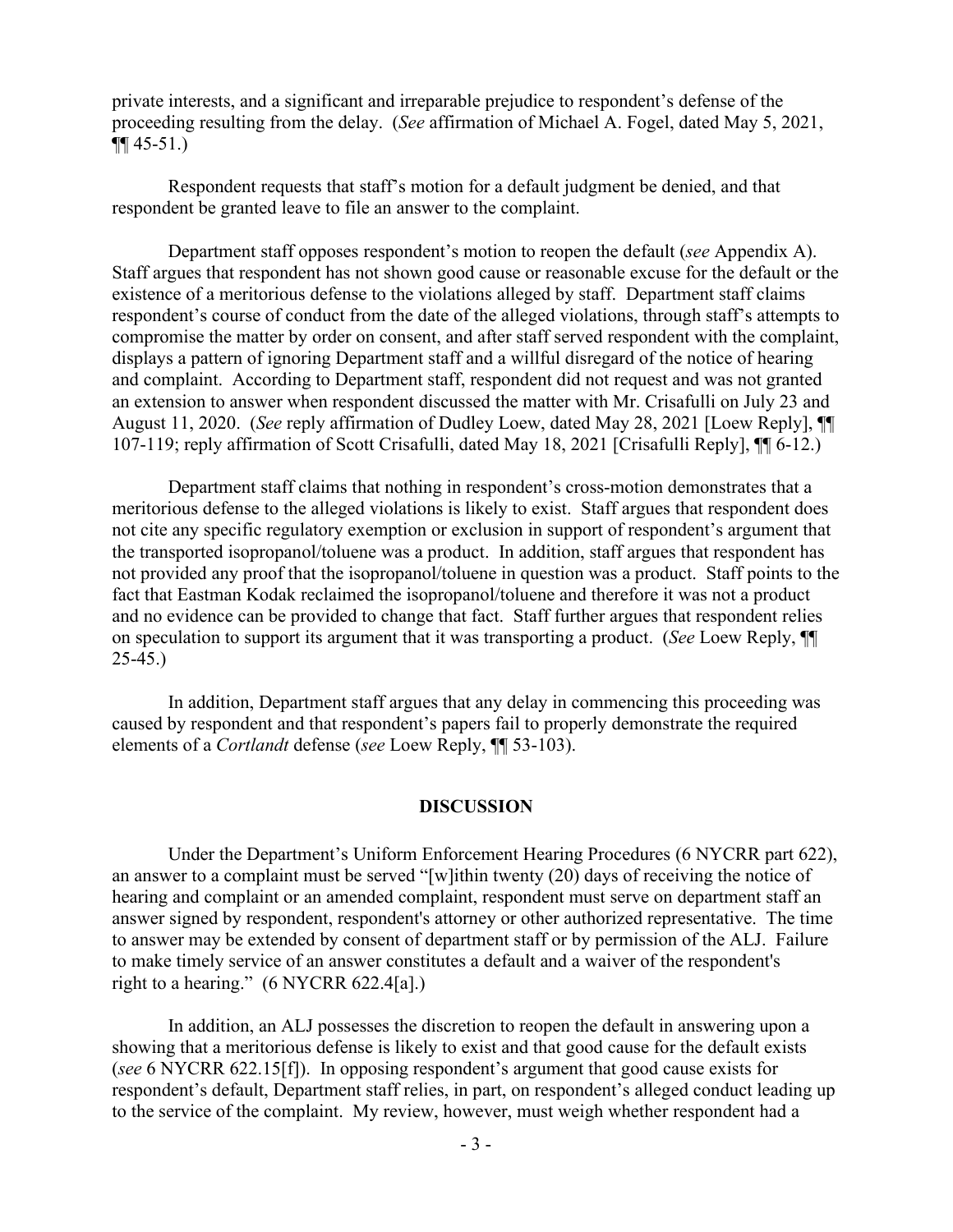private interests, and a significant and irreparable prejudice to respondent's defense of the proceeding resulting from the delay. (*See* affirmation of Michael A. Fogel, dated May 5, 2021, ¶¶ 45-51.)

Respondent requests that staff's motion for a default judgment be denied, and that respondent be granted leave to file an answer to the complaint.

Department staff opposes respondent's motion to reopen the default (*see* Appendix A). Staff argues that respondent has not shown good cause or reasonable excuse for the default or the existence of a meritorious defense to the violations alleged by staff. Department staff claims respondent's course of conduct from the date of the alleged violations, through staff's attempts to compromise the matter by order on consent, and after staff served respondent with the complaint, displays a pattern of ignoring Department staff and a willful disregard of the notice of hearing and complaint. According to Department staff, respondent did not request and was not granted an extension to answer when respondent discussed the matter with Mr. Crisafulli on July 23 and August 11, 2020. (*See* reply affirmation of Dudley Loew, dated May 28, 2021 [Loew Reply], ¶¶ 107-119; reply affirmation of Scott Crisafulli, dated May 18, 2021 [Crisafulli Reply], ¶¶ 6-12.)

Department staff claims that nothing in respondent's cross-motion demonstrates that a meritorious defense to the alleged violations is likely to exist. Staff argues that respondent does not cite any specific regulatory exemption or exclusion in support of respondent's argument that the transported isopropanol/toluene was a product. In addition, staff argues that respondent has not provided any proof that the isopropanol/toluene in question was a product. Staff points to the fact that Eastman Kodak reclaimed the isopropanol/toluene and therefore it was not a product and no evidence can be provided to change that fact. Staff further argues that respondent relies on speculation to support its argument that it was transporting a product. (*See* Loew Reply, ¶¶ 25-45.)

In addition, Department staff argues that any delay in commencing this proceeding was caused by respondent and that respondent's papers fail to properly demonstrate the required elements of a *Cortlandt* defense (*see* Loew Reply, ¶¶ 53-103).

## DISCUSSION

Under the Department's Uniform Enforcement Hearing Procedures (6 NYCRR part 622), an answer to a complaint must be served "[w]ithin twenty (20) days of receiving the notice of hearing and complaint or an amended complaint, respondent must serve on department staff an answer signed by respondent, respondent's attorney or other authorized representative. The time to answer may be extended by consent of department staff or by permission of the ALJ. Failure to make timely service of an answer constitutes a default and a waiver of the respondent's right to a hearing." (6 NYCRR 622.4[a].)

In addition, an ALJ possesses the discretion to reopen the default in answering upon a showing that a meritorious defense is likely to exist and that good cause for the default exists (*see* 6 NYCRR 622.15[f]). In opposing respondent's argument that good cause exists for respondent's default, Department staff relies, in part, on respondent's alleged conduct leading up to the service of the complaint. My review, however, must weigh whether respondent had a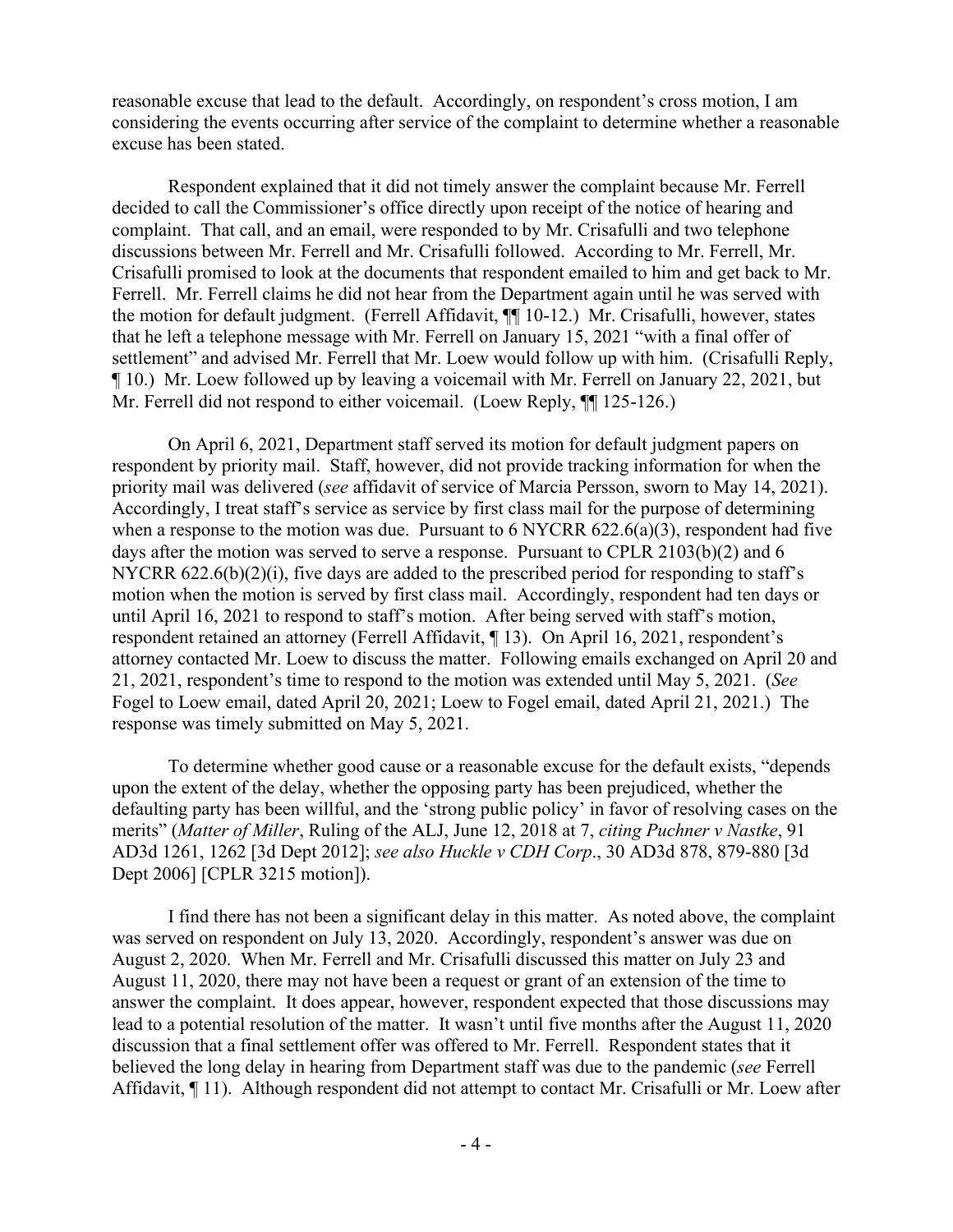reasonable excuse that lead to the default. Accordingly, on respondent's cross motion, I am considering the events occurring after service of the complaint to determine whether a reasonable excuse has been stated.

Respondent explained that it did not timely answer the complaint because Mr. Ferrell decided to call the Commissioner's office directly upon receipt of the notice of hearing and complaint. That call, and an email, were responded to by Mr. Crisafulli and two telephone discussions between Mr. Ferrell and Mr. Crisafulli followed. According to Mr. Ferrell, Mr. Crisafulli promised to look at the documents that respondent emailed to him and get back to Mr. Ferrell. Mr. Ferrell claims he did not hear from the Department again until he was served with the motion for default judgment. (Ferrell Affidavit, ¶¶ 10-12.) Mr. Crisafulli, however, states that he left a telephone message with Mr. Ferrell on January 15, 2021 "with a final offer of settlement" and advised Mr. Ferrell that Mr. Loew would follow up with him. (Crisafulli Reply, ¶ 10.) Mr. Loew followed up by leaving a voicemail with Mr. Ferrell on January 22, 2021, but Mr. Ferrell did not respond to either voicemail. (Loew Reply, ¶¶ 125-126.)

On April 6, 2021, Department staff served its motion for default judgment papers on respondent by priority mail. Staff, however, did not provide tracking information for when the priority mail was delivered (*see* affidavit of service of Marcia Persson, sworn to May 14, 2021). Accordingly, I treat staff's service as service by first class mail for the purpose of determining when a response to the motion was due. Pursuant to 6 NYCRR 622.6(a)(3), respondent had five days after the motion was served to serve a response. Pursuant to CPLR 2103(b)(2) and 6 NYCRR 622.6(b)(2)(i), five days are added to the prescribed period for responding to staff's motion when the motion is served by first class mail. Accordingly, respondent had ten days or until April 16, 2021 to respond to staff's motion. After being served with staff's motion, respondent retained an attorney (Ferrell Affidavit, ¶ 13). On April 16, 2021, respondent's attorney contacted Mr. Loew to discuss the matter. Following emails exchanged on April 20 and 21, 2021, respondent's time to respond to the motion was extended until May 5, 2021. (*See* Fogel to Loew email, dated April 20, 2021; Loew to Fogel email, dated April 21, 2021.) The response was timely submitted on May 5, 2021.

To determine whether good cause or a reasonable excuse for the default exists, "depends upon the extent of the delay, whether the opposing party has been prejudiced, whether the defaulting party has been willful, and the 'strong public policy' in favor of resolving cases on the merits" (*Matter of Miller*, Ruling of the ALJ, June 12, 2018 at 7, *citing Puchner v Nastke*, 91 AD3d 1261, 1262 [3d Dept 2012]; *see also Huckle v CDH Corp*., 30 AD3d 878, 879-880 [3d Dept 2006] [CPLR 3215 motion]).

I find there has not been a significant delay in this matter. As noted above, the complaint was served on respondent on July 13, 2020. Accordingly, respondent's answer was due on August 2, 2020. When Mr. Ferrell and Mr. Crisafulli discussed this matter on July 23 and August 11, 2020, there may not have been a request or grant of an extension of the time to answer the complaint. It does appear, however, respondent expected that those discussions may lead to a potential resolution of the matter. It wasn't until five months after the August 11, 2020 discussion that a final settlement offer was offered to Mr. Ferrell. Respondent states that it believed the long delay in hearing from Department staff was due to the pandemic (*see* Ferrell Affidavit, ¶ 11). Although respondent did not attempt to contact Mr. Crisafulli or Mr. Loew after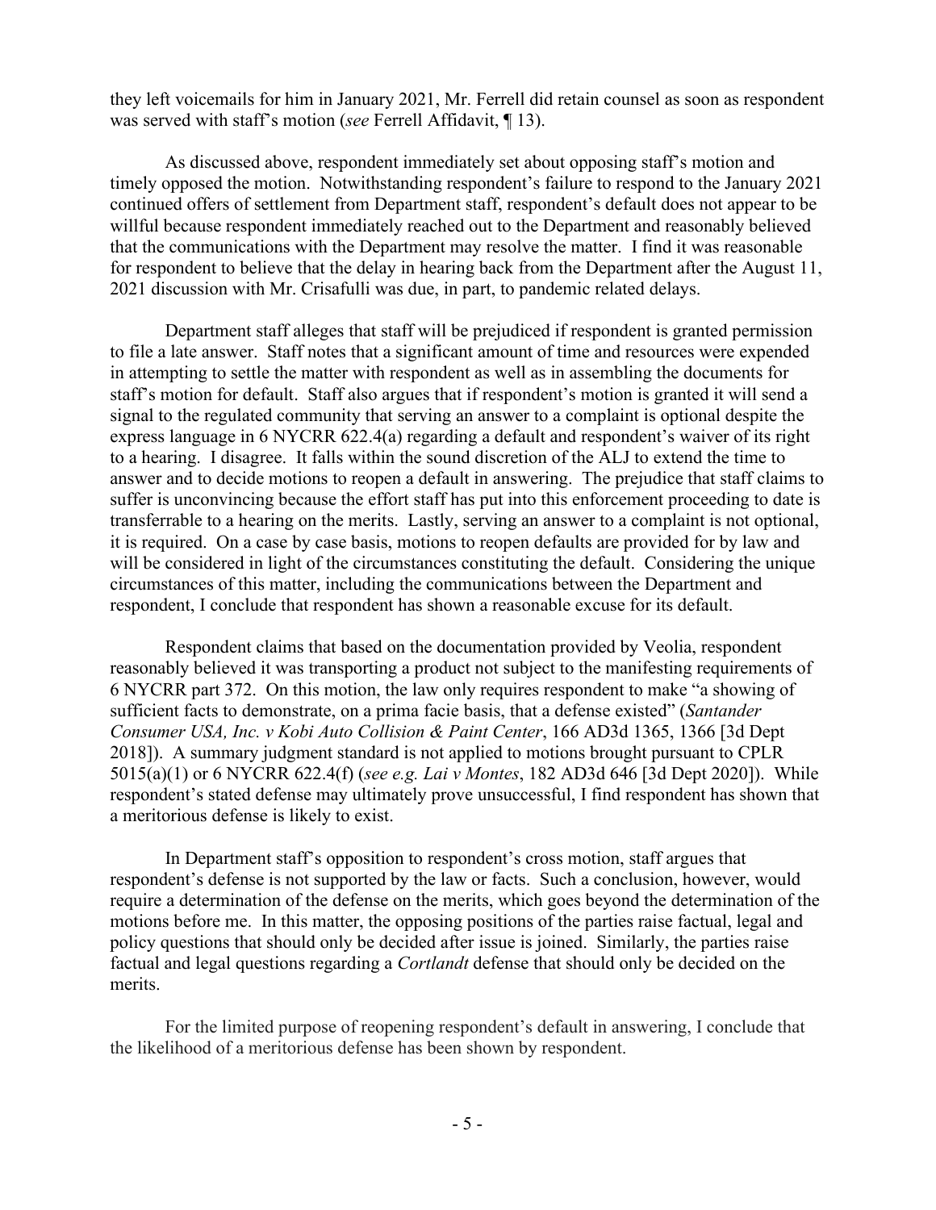they left voicemails for him in January 2021, Mr. Ferrell did retain counsel as soon as respondent was served with staff's motion (*see* Ferrell Affidavit, ¶ 13).

As discussed above, respondent immediately set about opposing staff's motion and timely opposed the motion. Notwithstanding respondent's failure to respond to the January 2021 continued offers of settlement from Department staff, respondent's default does not appear to be willful because respondent immediately reached out to the Department and reasonably believed that the communications with the Department may resolve the matter. I find it was reasonable for respondent to believe that the delay in hearing back from the Department after the August 11, 2021 discussion with Mr. Crisafulli was due, in part, to pandemic related delays.

Department staff alleges that staff will be prejudiced if respondent is granted permission to file a late answer. Staff notes that a significant amount of time and resources were expended in attempting to settle the matter with respondent as well as in assembling the documents for staff's motion for default. Staff also argues that if respondent's motion is granted it will send a signal to the regulated community that serving an answer to a complaint is optional despite the express language in 6 NYCRR 622.4(a) regarding a default and respondent's waiver of its right to a hearing. I disagree. It falls within the sound discretion of the ALJ to extend the time to answer and to decide motions to reopen a default in answering. The prejudice that staff claims to suffer is unconvincing because the effort staff has put into this enforcement proceeding to date is transferrable to a hearing on the merits. Lastly, serving an answer to a complaint is not optional, it is required. On a case by case basis, motions to reopen defaults are provided for by law and will be considered in light of the circumstances constituting the default. Considering the unique circumstances of this matter, including the communications between the Department and respondent, I conclude that respondent has shown a reasonable excuse for its default.

Respondent claims that based on the documentation provided by Veolia, respondent reasonably believed it was transporting a product not subject to the manifesting requirements of 6 NYCRR part 372. On this motion, the law only requires respondent to make "a showing of sufficient facts to demonstrate, on a prima facie basis, that a defense existed" (*Santander Consumer USA, Inc. v Kobi Auto Collision & Paint Center*, 166 AD3d 1365, 1366 [3d Dept 2018]). A summary judgment standard is not applied to motions brought pursuant to CPLR 5015(a)(1) or 6 NYCRR 622.4(f) (*see e.g. Lai v Montes*, 182 AD3d 646 [3d Dept 2020]). While respondent's stated defense may ultimately prove unsuccessful, I find respondent has shown that a meritorious defense is likely to exist.

In Department staff's opposition to respondent's cross motion, staff argues that respondent's defense is not supported by the law or facts. Such a conclusion, however, would require a determination of the defense on the merits, which goes beyond the determination of the motions before me. In this matter, the opposing positions of the parties raise factual, legal and policy questions that should only be decided after issue is joined. Similarly, the parties raise factual and legal questions regarding a *Cortlandt* defense that should only be decided on the merits.

For the limited purpose of reopening respondent's default in answering, I conclude that the likelihood of a meritorious defense has been shown by respondent.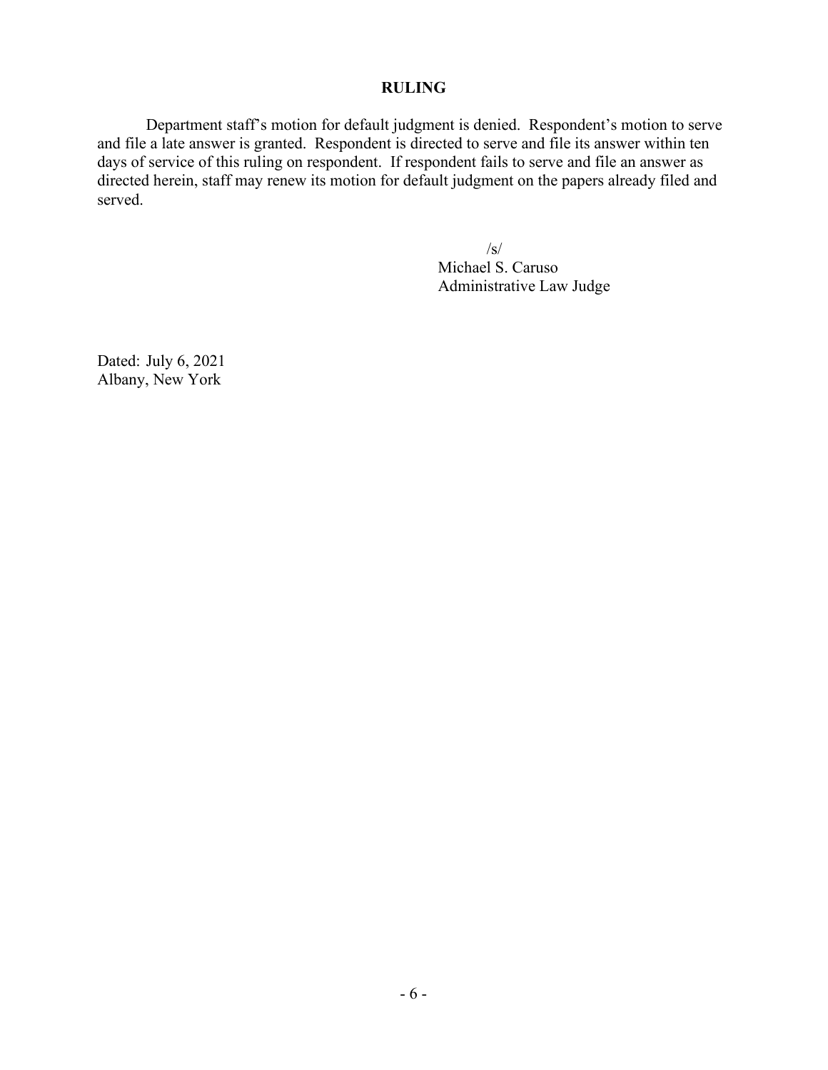## RULING

Department staff's motion for default judgment is denied. Respondent's motion to serve and file a late answer is granted. Respondent is directed to serve and file its answer within ten days of service of this ruling on respondent. If respondent fails to serve and file an answer as directed herein, staff may renew its motion for default judgment on the papers already filed and served.

/s/
Michael S. Caruso
Administrative Law Judge

Dated: July 6, 2021
Albany, New York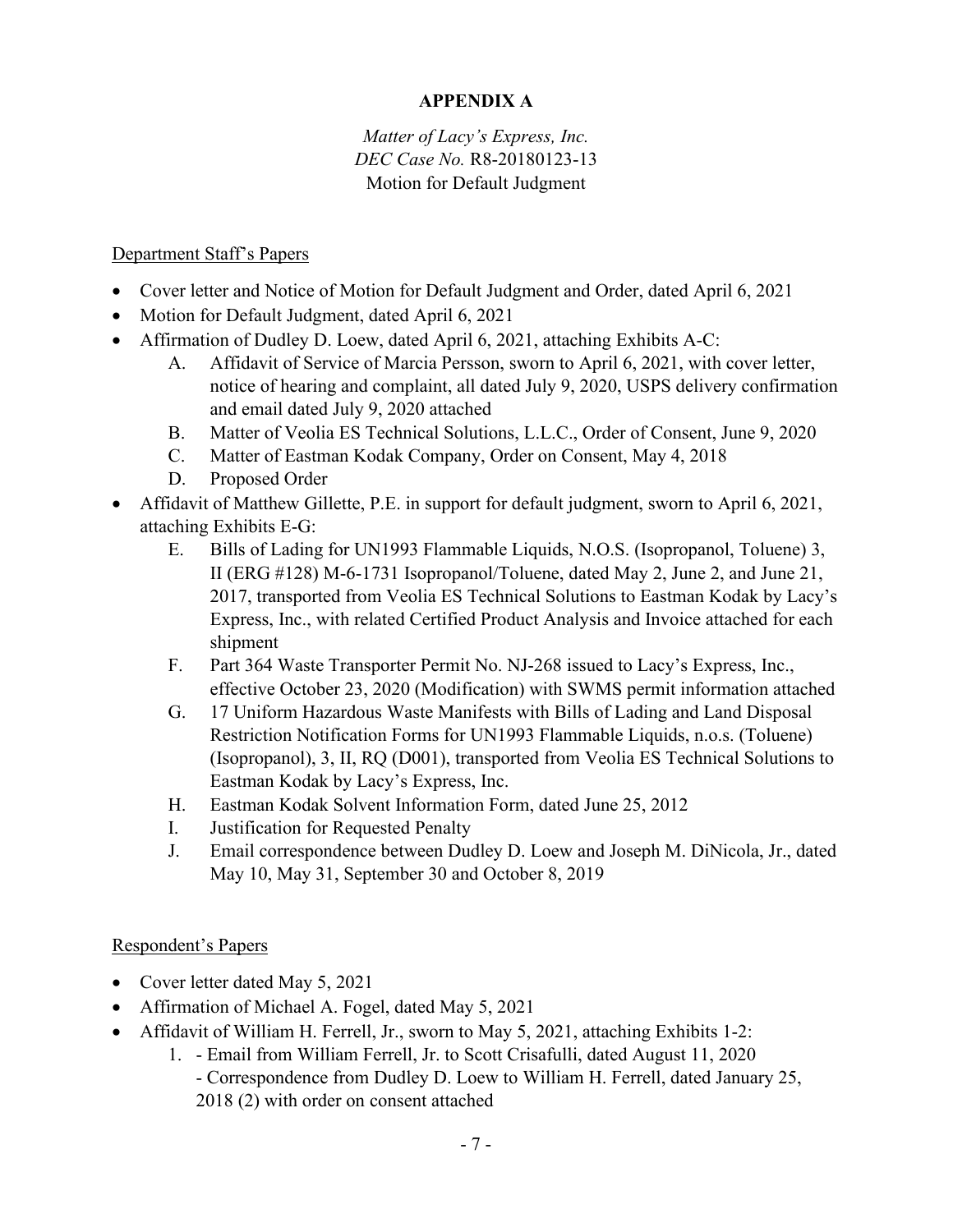# APPENDIX A

*Matter of Lacy's Express, Inc.*
*DEC Case No.* R8-20180123-13
Motion for Default Judgment

Department Staff's Papers

- Cover letter and Notice of Motion for Default Judgment and Order, dated April 6, 2021
- Motion for Default Judgment, dated April 6, 2021
- Affirmation of Dudley D. Loew, dated April 6, 2021, attaching Exhibits A-C:
    - A. Affidavit of Service of Marcia Persson, sworn to April 6, 2021, with cover letter, notice of hearing and complaint, all dated July 9, 2020, USPS delivery confirmation and email dated July 9, 2020 attached
    - B. Matter of Veolia ES Technical Solutions, L.L.C., Order of Consent, June 9, 2020
    - C. Matter of Eastman Kodak Company, Order on Consent, May 4, 2018
    - D. Proposed Order
- Affidavit of Matthew Gillette, P.E. in support for default judgment, sworn to April 6, 2021, attaching Exhibits E-G:
    - E. Bills of Lading for UN1993 Flammable Liquids, N.O.S. (Isopropanol, Toluene) 3, II (ERG #128) M-6-1731 Isopropanol/Toluene, dated May 2, June 2, and June 21, 2017, transported from Veolia ES Technical Solutions to Eastman Kodak by Lacy's Express, Inc., with related Certified Product Analysis and Invoice attached for each shipment
    - F. Part 364 Waste Transporter Permit No. NJ-268 issued to Lacy's Express, Inc., effective October 23, 2020 (Modification) with SWMS permit information attached
    - G. 17 Uniform Hazardous Waste Manifests with Bills of Lading and Land Disposal Restriction Notification Forms for UN1993 Flammable Liquids, n.o.s. (Toluene) (Isopropanol), 3, II, RQ (D001), transported from Veolia ES Technical Solutions to Eastman Kodak by Lacy's Express, Inc.
    - H. Eastman Kodak Solvent Information Form, dated June 25, 2012
    - I. Justification for Requested Penalty
    - J. Email correspondence between Dudley D. Loew and Joseph M. DiNicola, Jr., dated May 10, May 31, September 30 and October 8, 2019

Respondent's Papers

- Cover letter dated May 5, 2021
- Affirmation of Michael A. Fogel, dated May 5, 2021
- Affidavit of William H. Ferrell, Jr., sworn to May 5, 2021, attaching Exhibits 1-2:
    1. - Email from William Ferrell, Jr. to Scott Crisafulli, dated August 11, 2020
       - Correspondence from Dudley D. Loew to William H. Ferrell, dated January 25, 2018 (2) with order on consent attached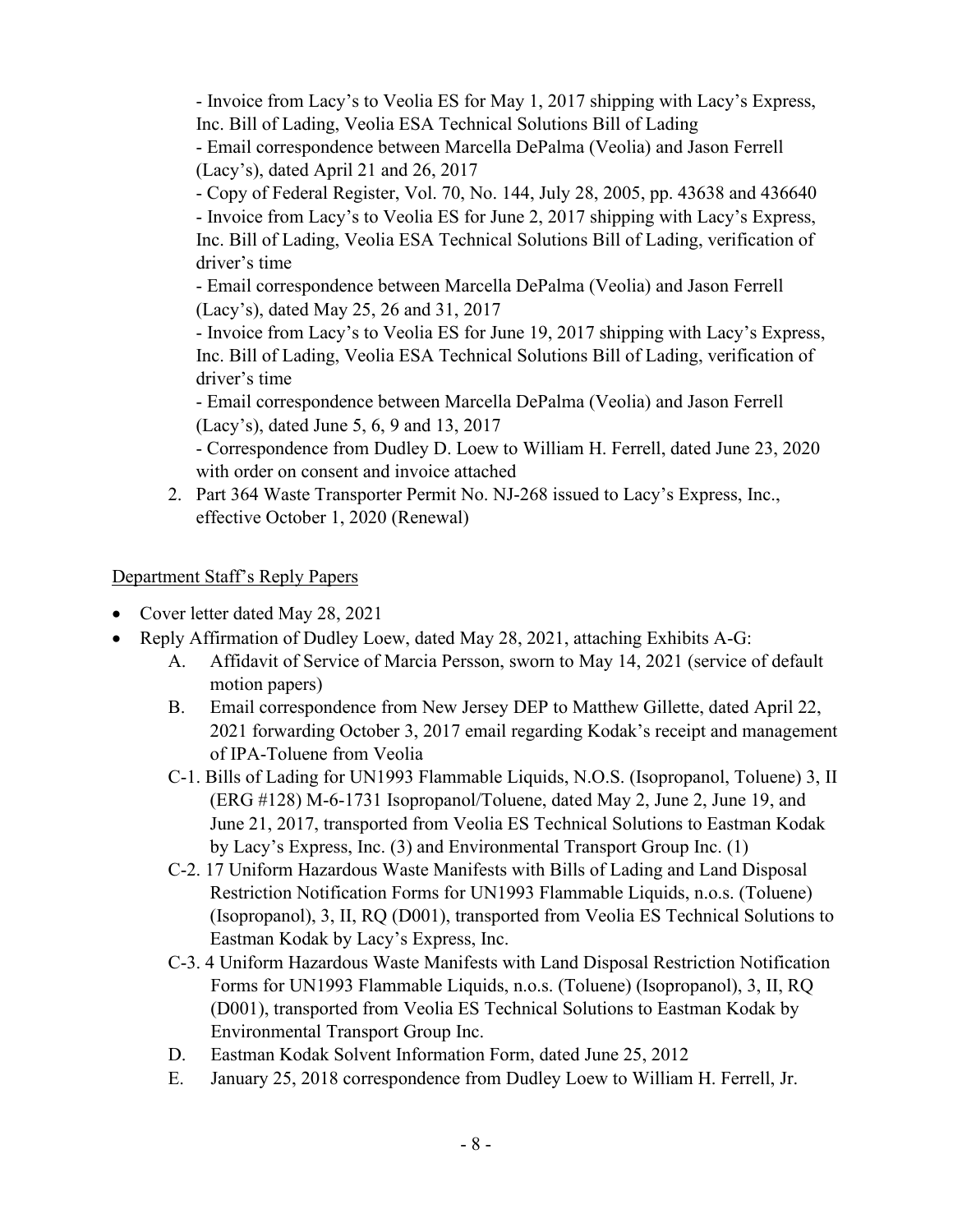- Invoice from Lacy's to Veolia ES for May 1, 2017 shipping with Lacy's Express, Inc. Bill of Lading, Veolia ESA Technical Solutions Bill of Lading
- Email correspondence between Marcella DePalma (Veolia) and Jason Ferrell (Lacy's), dated April 21 and 26, 2017
- Copy of Federal Register, Vol. 70, No. 144, July 28, 2005, pp. 43638 and 436640
- Invoice from Lacy's to Veolia ES for June 2, 2017 shipping with Lacy's Express, Inc. Bill of Lading, Veolia ESA Technical Solutions Bill of Lading, verification of driver's time
- Email correspondence between Marcella DePalma (Veolia) and Jason Ferrell (Lacy's), dated May 25, 26 and 31, 2017
- Invoice from Lacy's to Veolia ES for June 19, 2017 shipping with Lacy's Express, Inc. Bill of Lading, Veolia ESA Technical Solutions Bill of Lading, verification of driver's time
- Email correspondence between Marcella DePalma (Veolia) and Jason Ferrell (Lacy's), dated June 5, 6, 9 and 13, 2017
- Correspondence from Dudley D. Loew to William H. Ferrell, dated June 23, 2020 with order on consent and invoice attached

2. Part 364 Waste Transporter Permit No. NJ-268 issued to Lacy's Express, Inc., effective October 1, 2020 (Renewal)

<u>Department Staff's Reply Papers</u>

- Cover letter dated May 28, 2021
- Reply Affirmation of Dudley Loew, dated May 28, 2021, attaching Exhibits A-G:
  - A. Affidavit of Service of Marcia Persson, sworn to May 14, 2021 (service of default motion papers)
  - B. Email correspondence from New Jersey DEP to Matthew Gillette, dated April 22, 2021 forwarding October 3, 2017 email regarding Kodak's receipt and management of IPA-Toluene from Veolia
  - C-1. Bills of Lading for UN1993 Flammable Liquids, N.O.S. (Isopropanol, Toluene) 3, II (ERG #128) M-6-1731 Isopropanol/Toluene, dated May 2, June 2, June 19, and June 21, 2017, transported from Veolia ES Technical Solutions to Eastman Kodak by Lacy's Express, Inc. (3) and Environmental Transport Group Inc. (1)
  - C-2. 17 Uniform Hazardous Waste Manifests with Bills of Lading and Land Disposal Restriction Notification Forms for UN1993 Flammable Liquids, n.o.s. (Toluene) (Isopropanol), 3, II, RQ (D001), transported from Veolia ES Technical Solutions to Eastman Kodak by Lacy's Express, Inc.
  - C-3. 4 Uniform Hazardous Waste Manifests with Land Disposal Restriction Notification Forms for UN1993 Flammable Liquids, n.o.s. (Toluene) (Isopropanol), 3, II, RQ (D001), transported from Veolia ES Technical Solutions to Eastman Kodak by Environmental Transport Group Inc.
  - D. Eastman Kodak Solvent Information Form, dated June 25, 2012
  - E. January 25, 2018 correspondence from Dudley Loew to William H. Ferrell, Jr.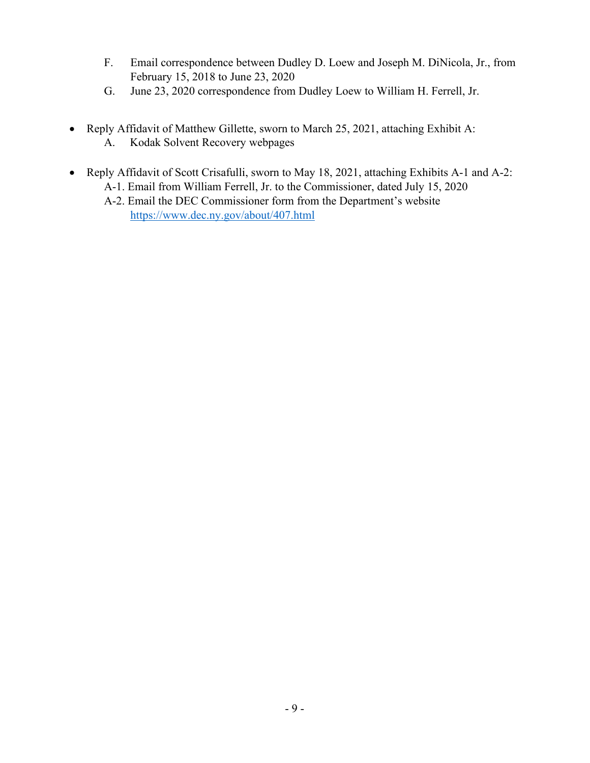F. Email correspondence between Dudley D. Loew and Joseph M. DiNicola, Jr., from February 15, 2018 to June 23, 2020

G. June 23, 2020 correspondence from Dudley Loew to William H. Ferrell, Jr.

- Reply Affidavit of Matthew Gillette, sworn to March 25, 2021, attaching Exhibit A:
  - A. Kodak Solvent Recovery webpages

- Reply Affidavit of Scott Crisafulli, sworn to May 18, 2021, attaching Exhibits A-1 and A-2:
  - A-1. Email from William Ferrell, Jr. to the Commissioner, dated July 15, 2020
  - A-2. Email the DEC Commissioner form from the Department's website https://www.dec.ny.gov/about/407.html